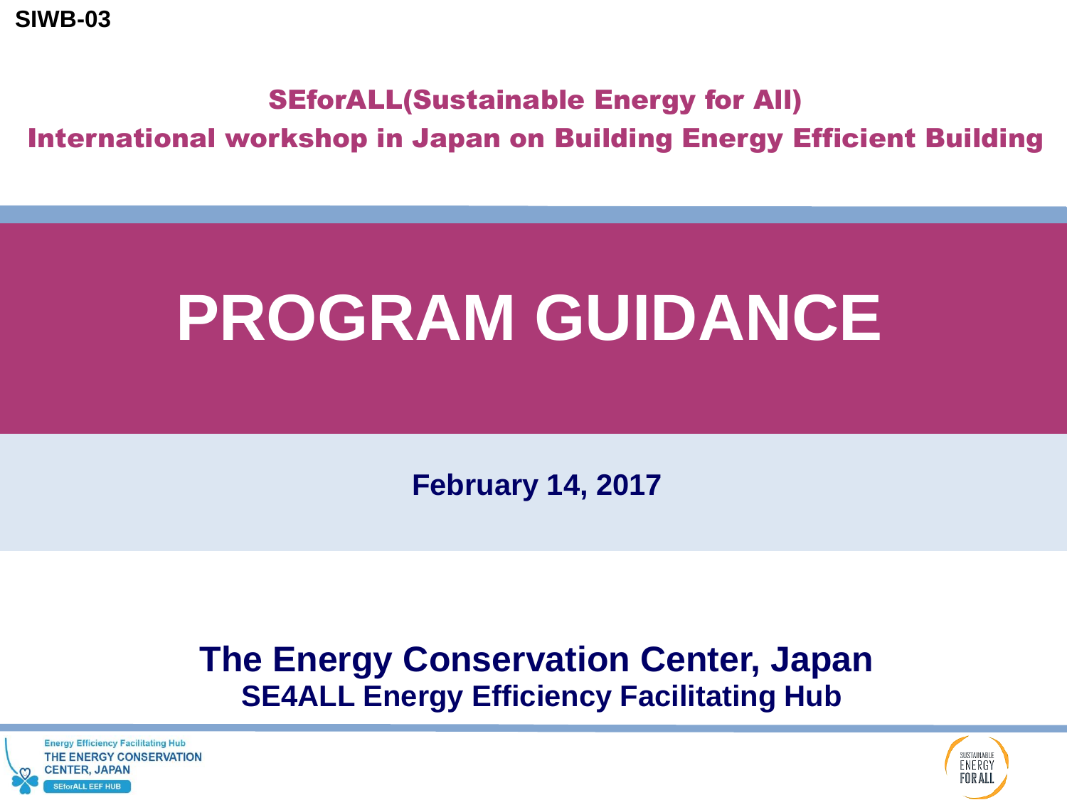SIWB-03

## SEforALL(Sustainable Energy for All)
## International workshop in Japan on Building Energy Efficient Building

# PROGRAM GUIDANCE

**February 14, 2017**

**The Energy Conservation Center, Japan**
**SE4ALL Energy Efficiency Facilitating Hub**

Energy Efficiency Facilitating Hub
THE ENERGY CONSERVATION CENTER, JAPAN
SEforALL EEF HUB

SUSTAINABLE ENERGY FOR ALL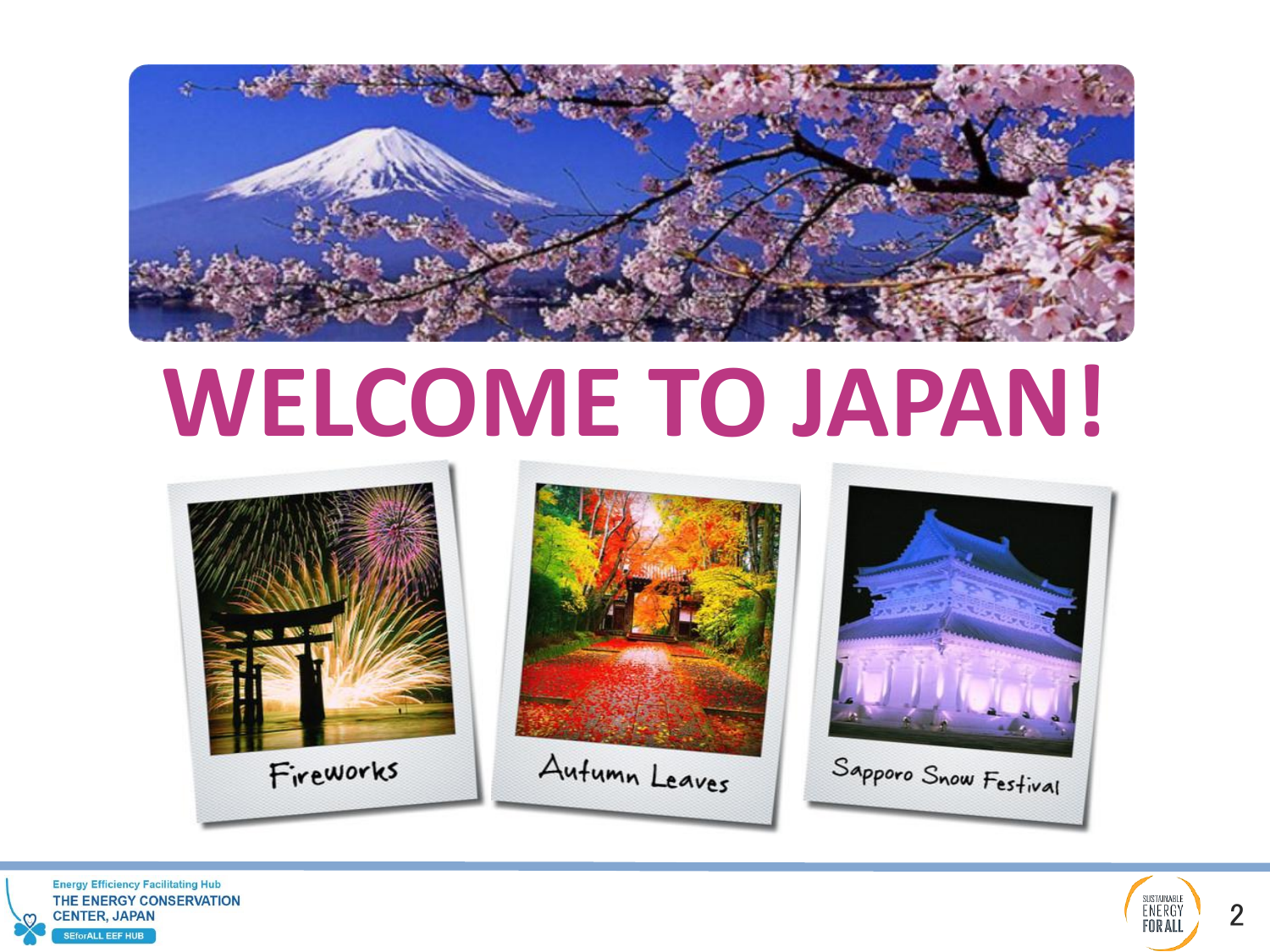# WELCOME TO JAPAN!

Fireworks

Autumn Leaves

Sapporo Snow Festival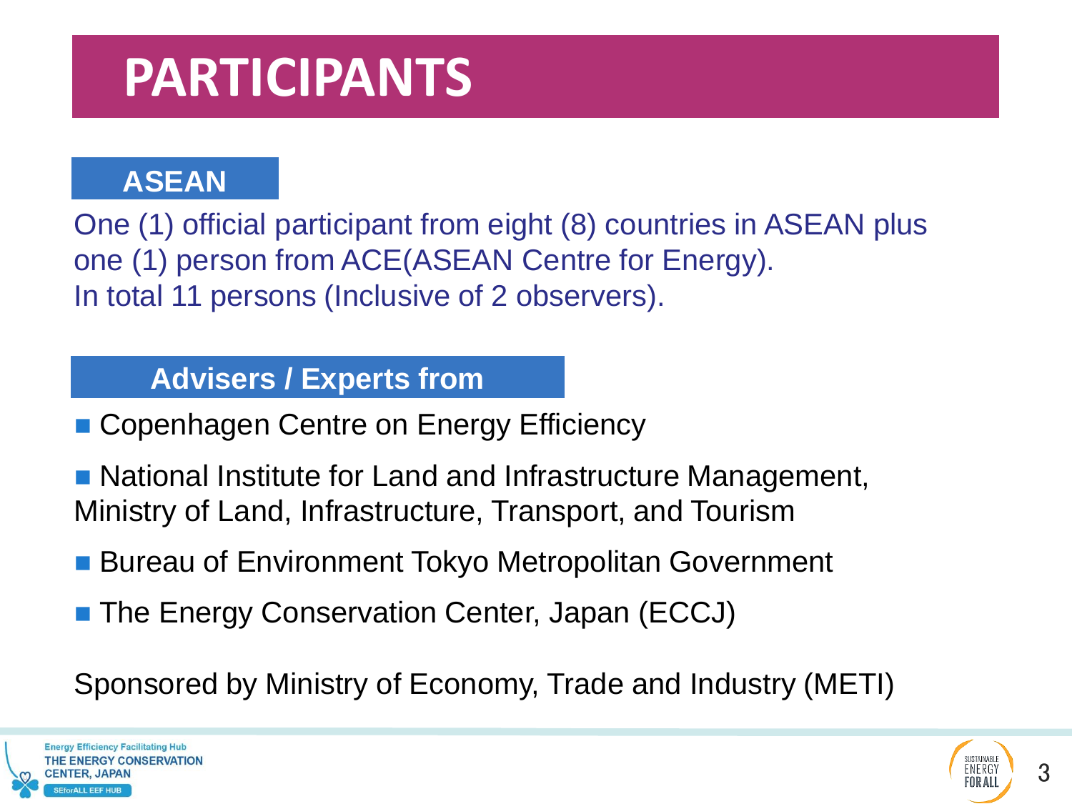# PARTICIPANTS

## ASEAN

One (1) official participant from eight (8) countries in ASEAN plus one (1) person from ACE(ASEAN Centre for Energy).
In total 11 persons (Inclusive of 2 observers).

## Advisers / Experts from

- Copenhagen Centre on Energy Efficiency
- National Institute for Land and Infrastructure Management, Ministry of Land, Infrastructure, Transport, and Tourism
- Bureau of Environment Tokyo Metropolitan Government
- The Energy Conservation Center, Japan (ECCJ)

Sponsored by Ministry of Economy, Trade and Industry (METI)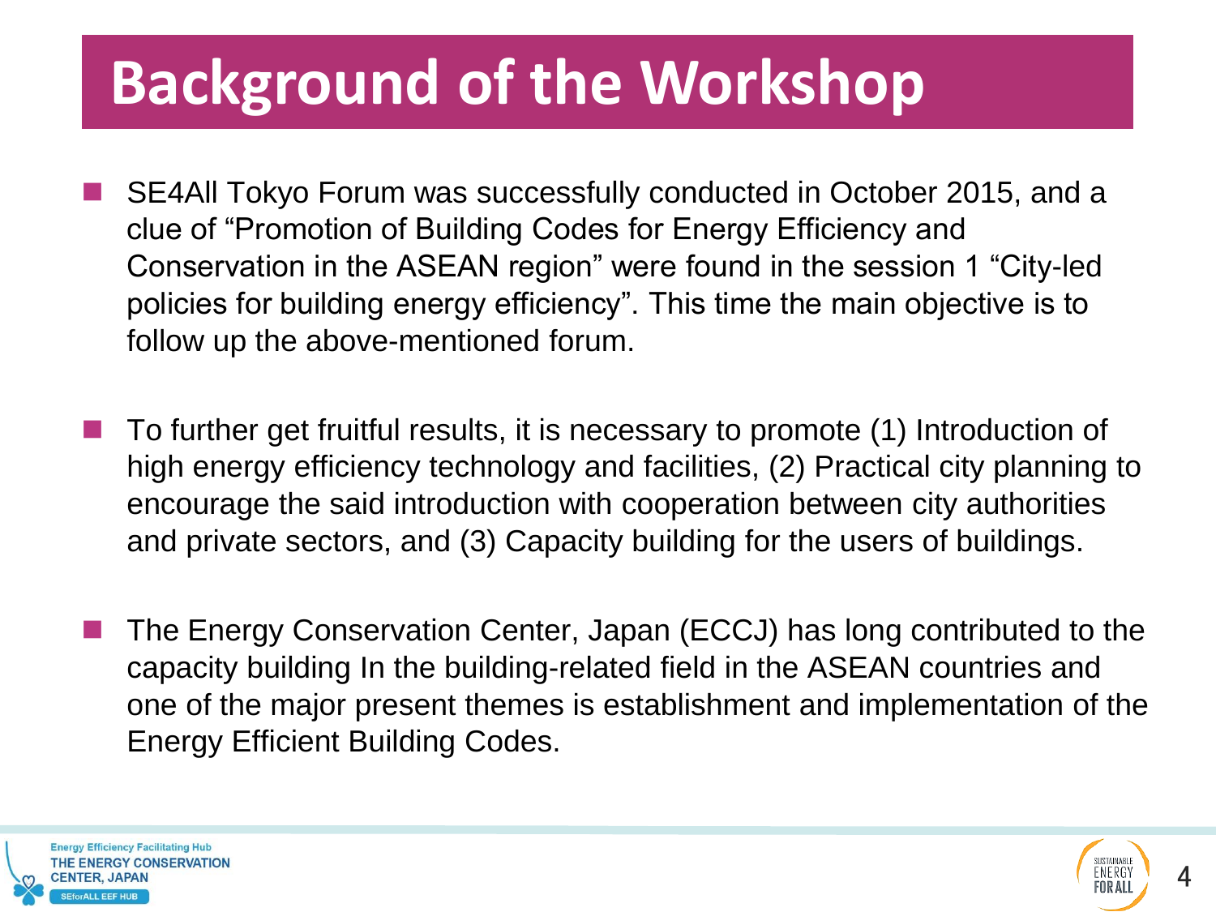# Background of the Workshop

- SE4All Tokyo Forum was successfully conducted in October 2015, and a clue of "Promotion of Building Codes for Energy Efficiency and Conservation in the ASEAN region" were found in the session 1 "City-led policies for building energy efficiency". This time the main objective is to follow up the above-mentioned forum.

- To further get fruitful results, it is necessary to promote (1) Introduction of high energy efficiency technology and facilities, (2) Practical city planning to encourage the said introduction with cooperation between city authorities and private sectors, and (3) Capacity building for the users of buildings.

- The Energy Conservation Center, Japan (ECCJ) has long contributed to the capacity building In the building-related field in the ASEAN countries and one of the major present themes is establishment and implementation of the Energy Efficient Building Codes.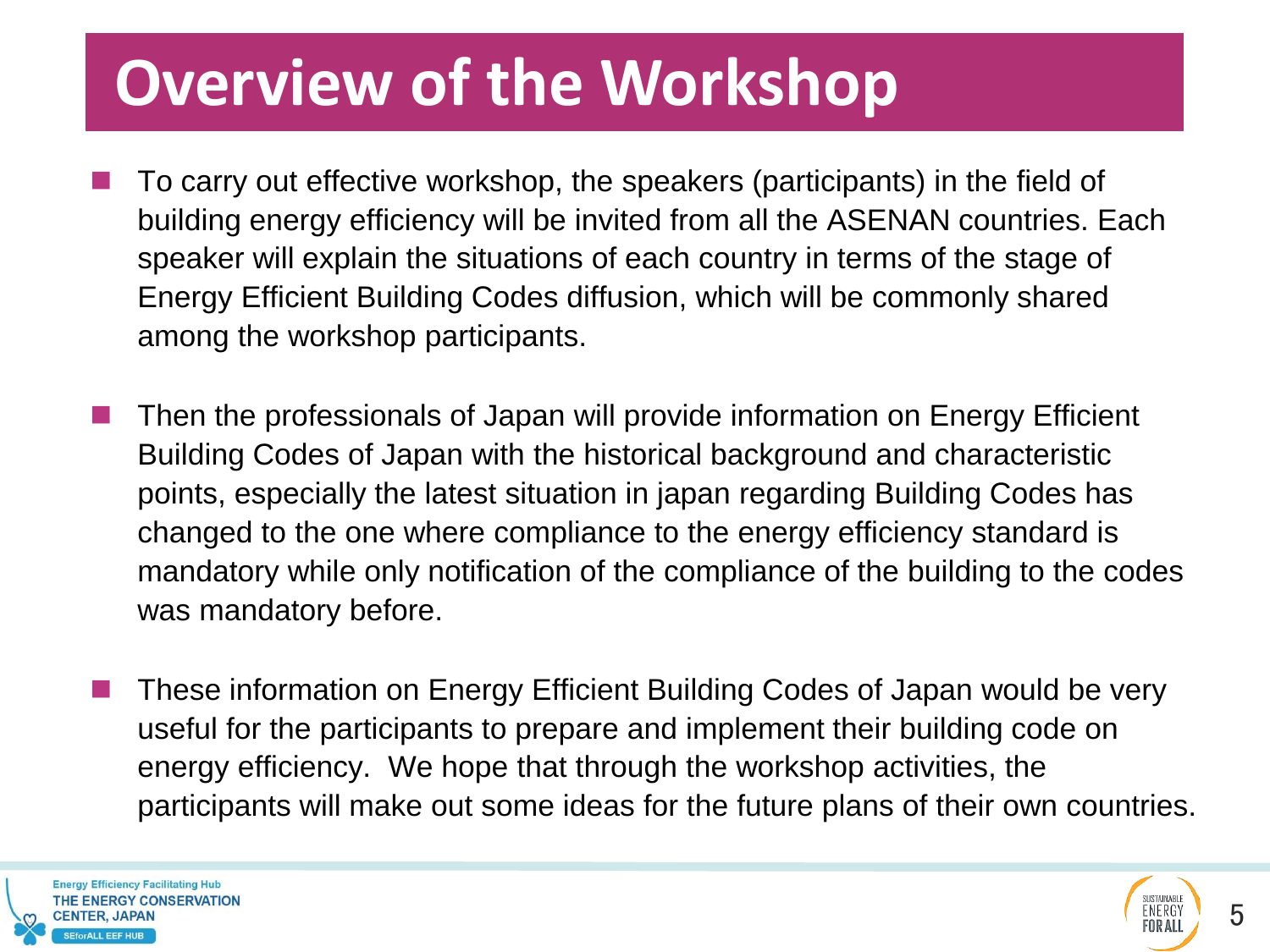# Overview of the Workshop

- To carry out effective workshop, the speakers (participants) in the field of building energy efficiency will be invited from all the ASENAN countries. Each speaker will explain the situations of each country in terms of the stage of Energy Efficient Building Codes diffusion, which will be commonly shared among the workshop participants.

- Then the professionals of Japan will provide information on Energy Efficient Building Codes of Japan with the historical background and characteristic points, especially the latest situation in japan regarding Building Codes has changed to the one where compliance to the energy efficiency standard is mandatory while only notification of the compliance of the building to the codes was mandatory before.

- These information on Energy Efficient Building Codes of Japan would be very useful for the participants to prepare and implement their building code on energy efficiency. We hope that through the workshop activities, the participants will make out some ideas for the future plans of their own countries.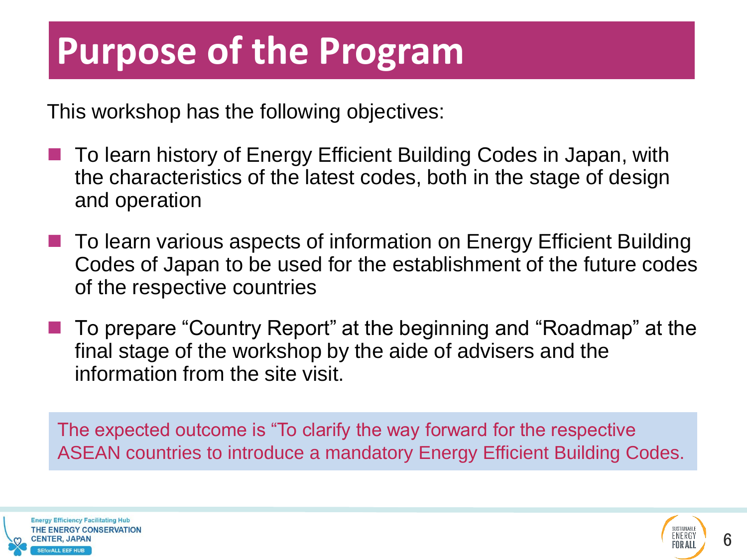# Purpose of the Program

This workshop has the following objectives:

- To learn history of Energy Efficient Building Codes in Japan, with the characteristics of the latest codes, both in the stage of design and operation
- To learn various aspects of information on Energy Efficient Building Codes of Japan to be used for the establishment of the future codes of the respective countries
- To prepare "Country Report" at the beginning and "Roadmap" at the final stage of the workshop by the aide of advisers and the information from the site visit.

The expected outcome is "To clarify the way forward for the respective ASEAN countries to introduce a mandatory Energy Efficient Building Codes.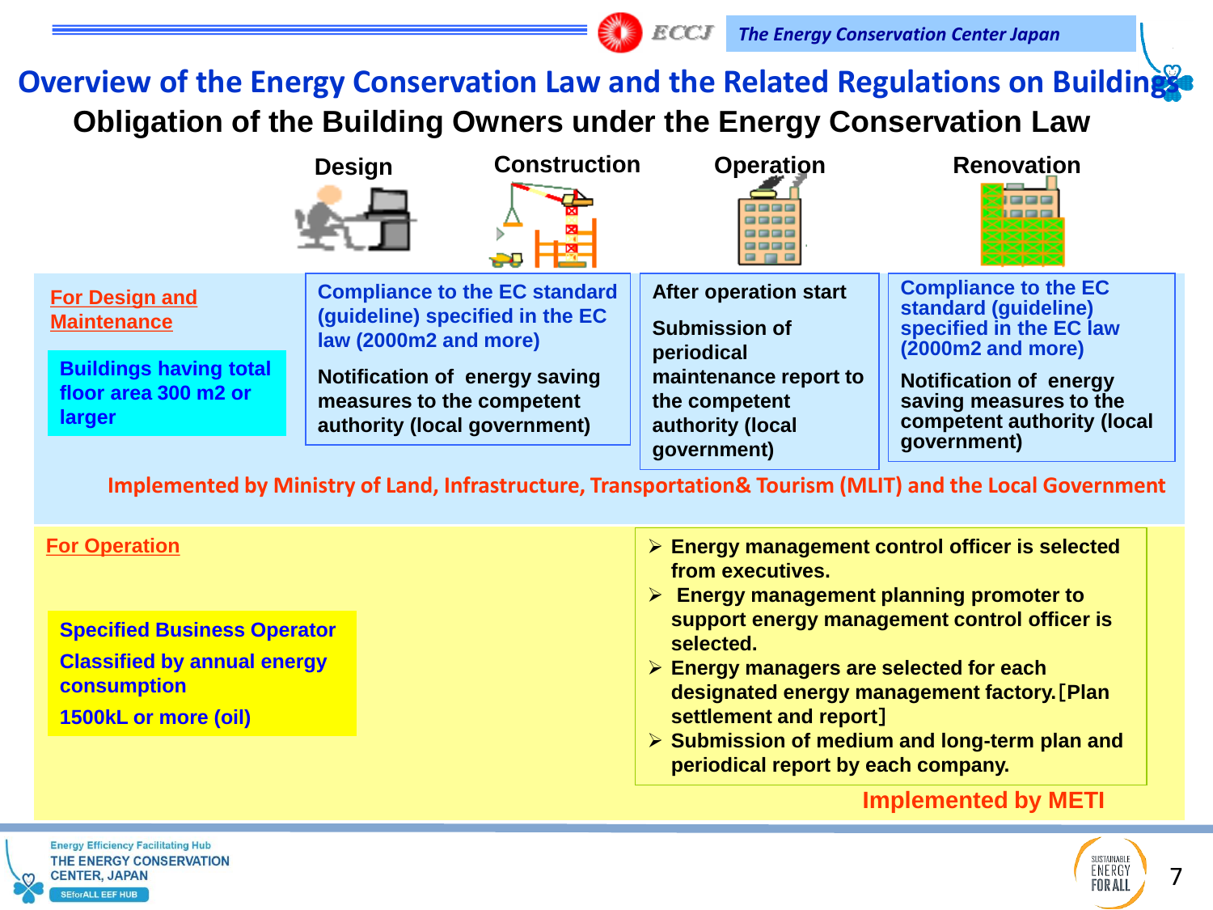# Overview of the Energy Conservation Law and the Related Regulations on Buildings

## Obligation of the Building Owners under the Energy Conservation Law

| | Design / Construction | Operation | Renovation |
|---|---|---|---|
| **For Design and Maintenance**<br>Buildings having total floor area 300 m2 or larger | Compliance to the EC standard (guideline) specified in the EC law (2000m2 and more)<br>Notification of energy saving measures to the competent authority (local government) | After operation start<br>Submission of periodical maintenance report to the competent authority (local government) | Compliance to the EC standard (guideline) specified in the EC law (2000m2 and more)<br>Notification of energy saving measures to the competent authority (local government) |

Implemented by Ministry of Land, Infrastructure, Transportation& Tourism (MLIT) and the Local Government

**For Operation**

**Specified Business Operator**

**Classified by annual energy consumption**

**1500kL or more (oil)**

- Energy management control officer is selected from executives.
- Energy management planning promoter to support energy management control officer is selected.
- Energy managers are selected for each designated energy management factory.［Plan settlement and report］
- Submission of medium and long-term plan and periodical report by each company.

Implemented by METI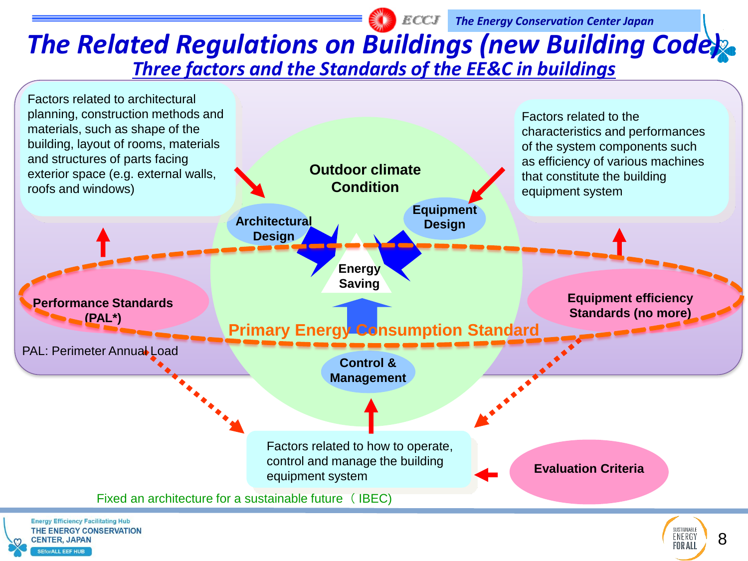# The Related Regulations on Buildings (new Building Code)

## Three factors and the Standards of the EE&C in buildings

Factors related to architectural planning, construction methods and materials, such as shape of the building, layout of rooms, materials and structures of parts facing exterior space (e.g. external walls, roofs and windows)

Factors related to the characteristics and performances of the system components such as efficiency of various machines that constitute the building equipment system

Outdoor climate Condition

Architectural Design

Equipment Design

Energy Saving

Control & Management

Performance Standards (PAL*)

Equipment efficiency Standards (no more)

Primary Energy Consumption Standard

PAL: Perimeter Annual Load

Factors related to how to operate, control and manage the building equipment system

Evaluation Criteria

Fixed an architecture for a sustainable future （IBEC)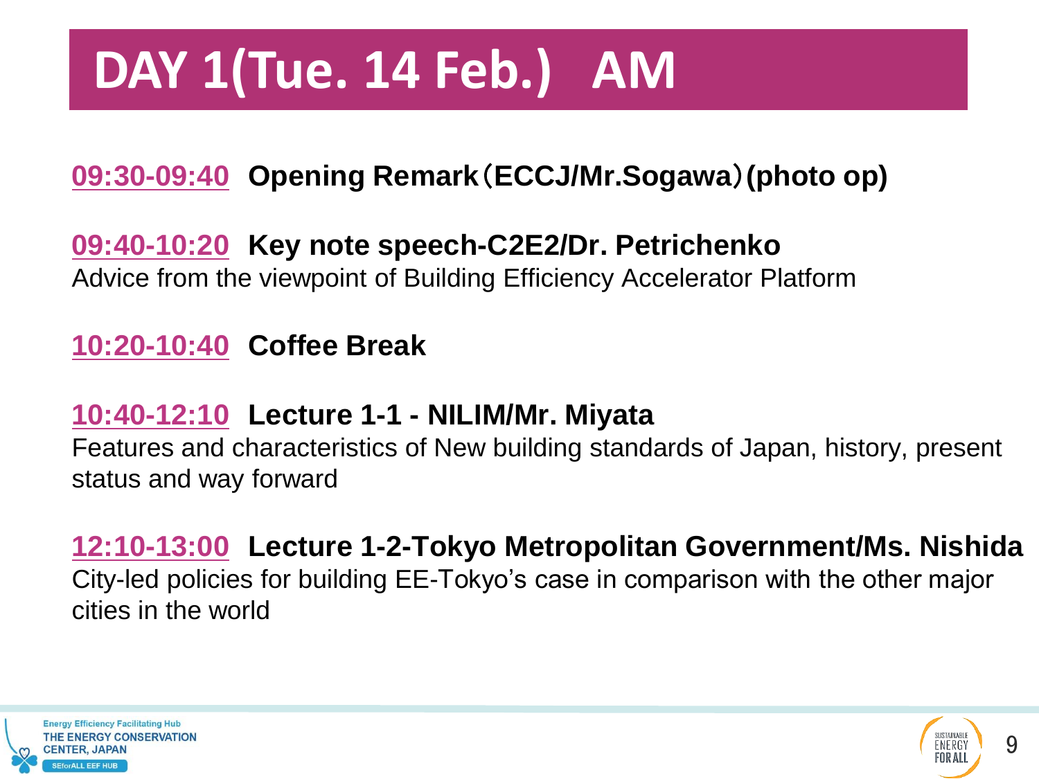# DAY 1(Tue. 14 Feb.)　AM

**09:30-09:40** **Opening Remark（ECCJ/Mr.Sogawa）(photo op)**

**09:40-10:20** **Key note speech-C2E2/Dr. Petrichenko**
Advice from the viewpoint of Building Efficiency Accelerator Platform

**10:20-10:40** **Coffee Break**

**10:40-12:10** **Lecture 1-1 - NILIM/Mr. Miyata**
Features and characteristics of New building standards of Japan, history, present status and way forward

**12:10-13:00** **Lecture 1-2-Tokyo Metropolitan Government/Ms. Nishida**
City-led policies for building EE-Tokyo's case in comparison with the other major cities in the world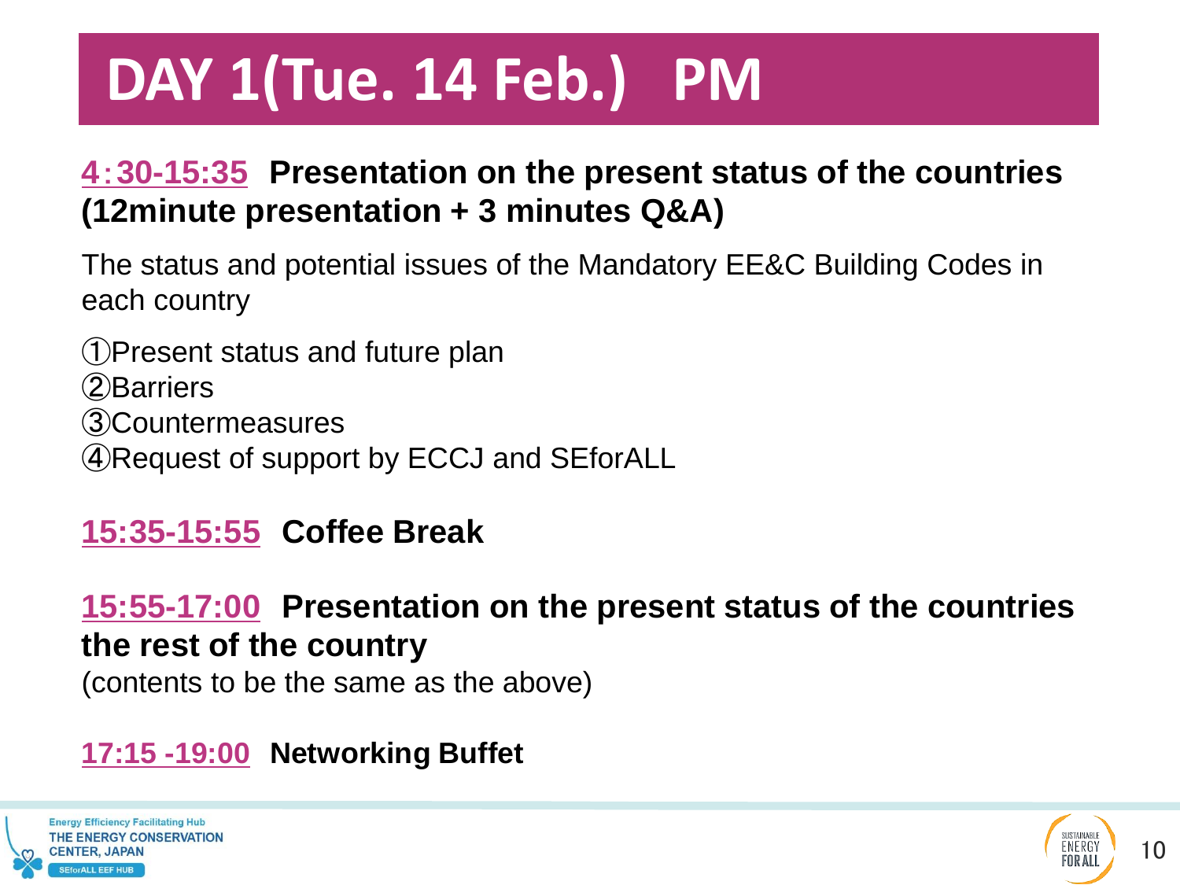# DAY 1(Tue. 14 Feb.)　PM

**4：30-15:35　Presentation on the present status of the countries (12minute presentation + 3 minutes Q&A)**

The status and potential issues of the Mandatory EE&C Building Codes in each country

①Present status and future plan
②Barriers
③Countermeasures
④Request of support by ECCJ and SEforALL

**15:35-15:55　Coffee Break**

**15:55-17:00　Presentation on the present status of the countries the rest of the country**
(contents to be the same as the above)

**17:15 -19:00　Networking Buffet**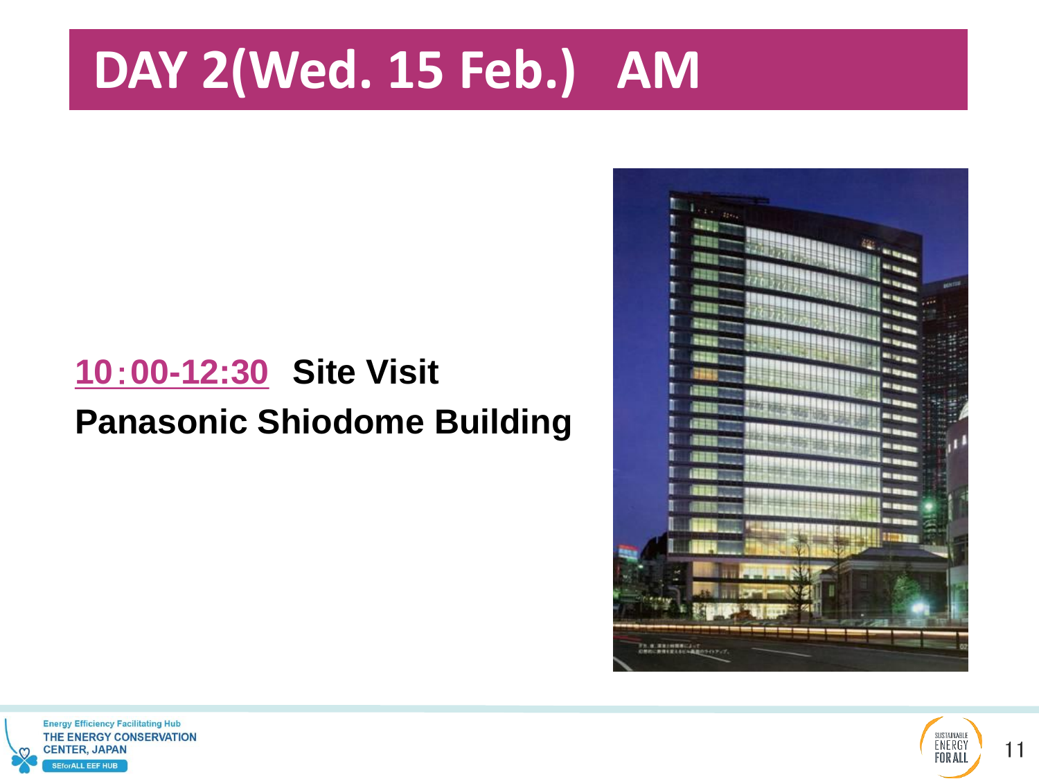# DAY 2(Wed. 15 Feb.)　AM

**10：00-12:30　Site Visit**

**Panasonic Shiodome Building**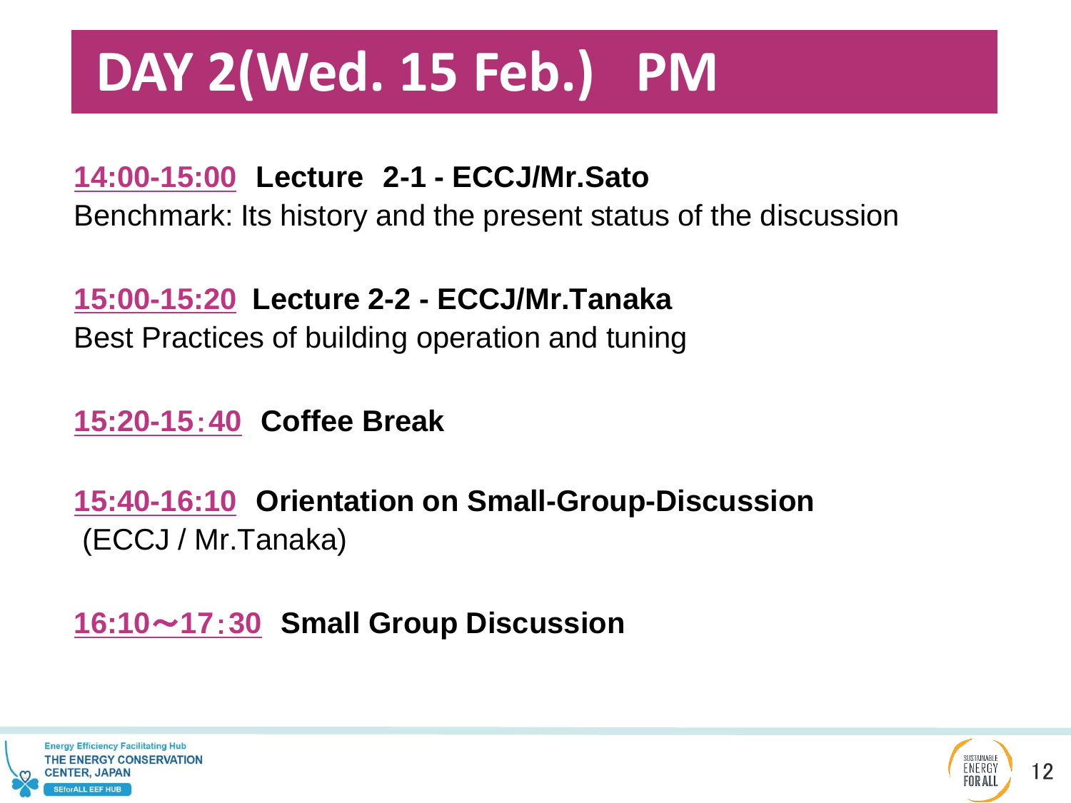# DAY 2(Wed. 15 Feb.)　PM

**14:00-15:00**　**Lecture　2-1 - ECCJ/Mr.Sato**
Benchmark: Its history and the present status of the discussion

**15:00-15:20**　**Lecture 2-2 - ECCJ/Mr.Tanaka**
Best Practices of building operation and tuning

**15:20-15：40**　**Coffee Break**

**15:40-16:10**　**Orientation on Small-Group-Discussion**
(ECCJ / Mr.Tanaka)

**16:10～17：30**　**Small Group Discussion**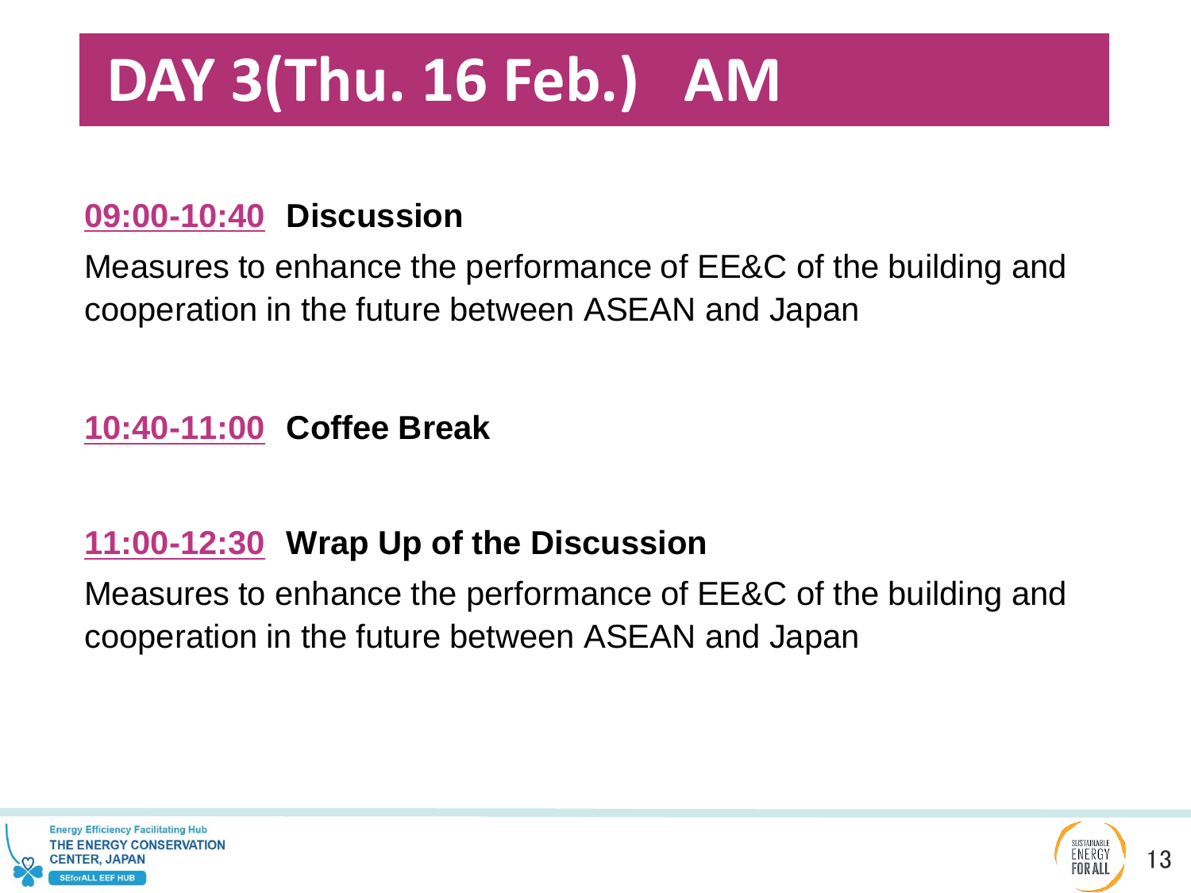# DAY 3(Thu. 16 Feb.) AM

**09:00-10:40 Discussion**

Measures to enhance the performance of EE&C of the building and cooperation in the future between ASEAN and Japan

**10:40-11:00 Coffee Break**

**11:00-12:30 Wrap Up of the Discussion**

Measures to enhance the performance of EE&C of the building and cooperation in the future between ASEAN and Japan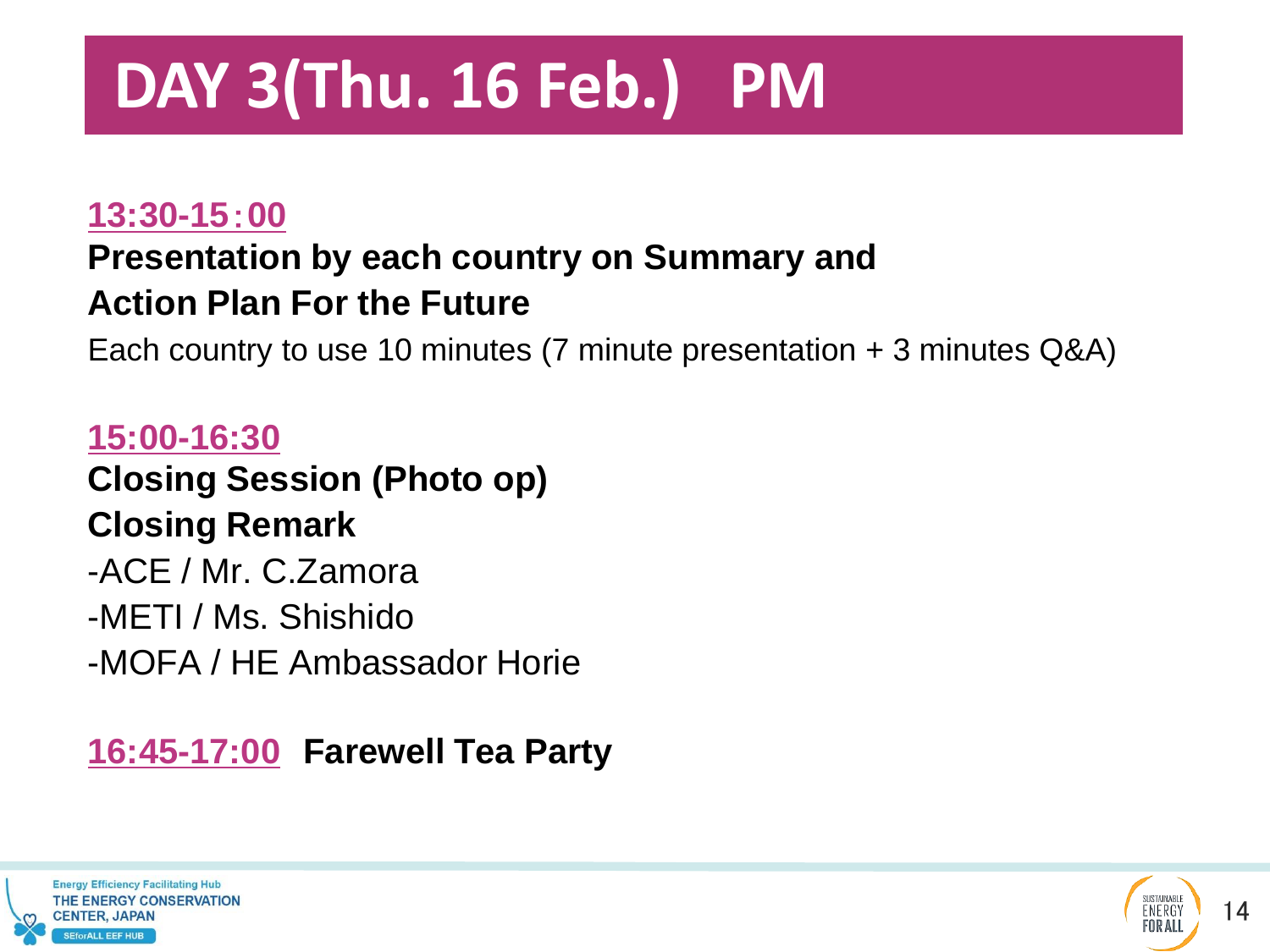# DAY 3(Thu. 16 Feb.)　PM

**13:30-15：00**

**Presentation by each country on Summary and Action Plan For the Future**

Each country to use 10 minutes (7 minute presentation + 3 minutes Q&A)

**15:00-16:30**

**Closing Session (Photo op)**

**Closing Remark**

-ACE / Mr. C.Zamora

-METI / Ms. Shishido

-MOFA / HE Ambassador Horie

**16:45-17:00** **Farewell Tea Party**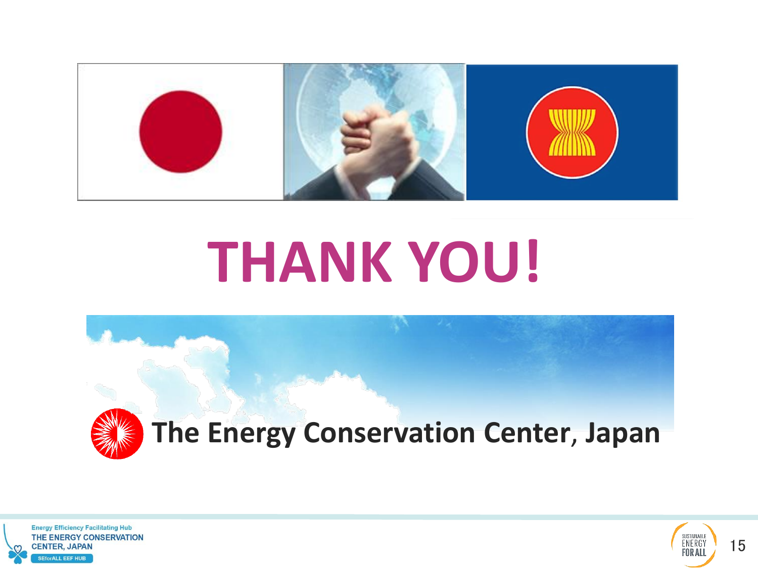# THANK YOU!

The Energy Conservation Center, Japan